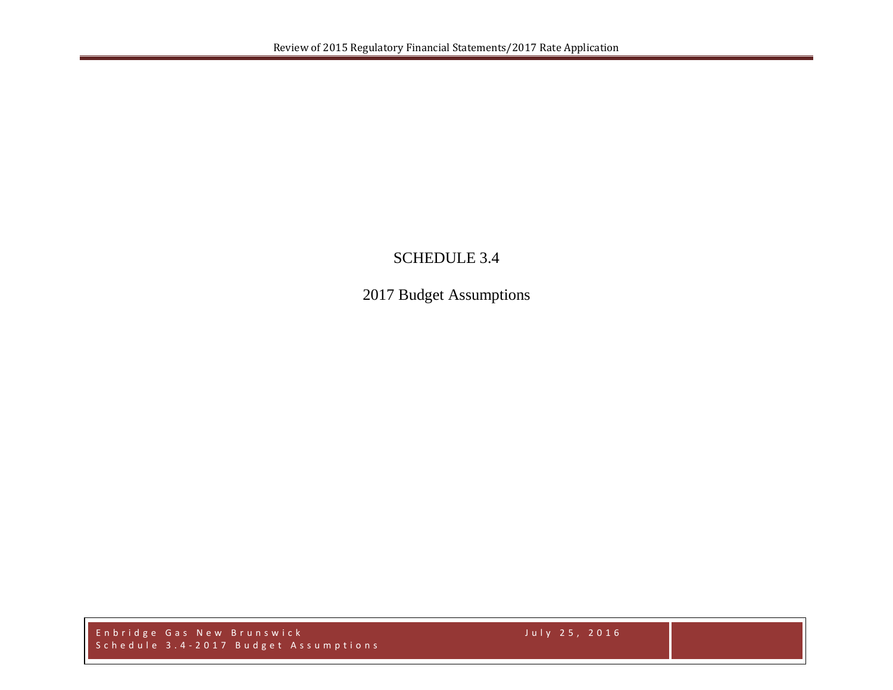# SCHEDULE 3.4

## 2017 Budget Assumptions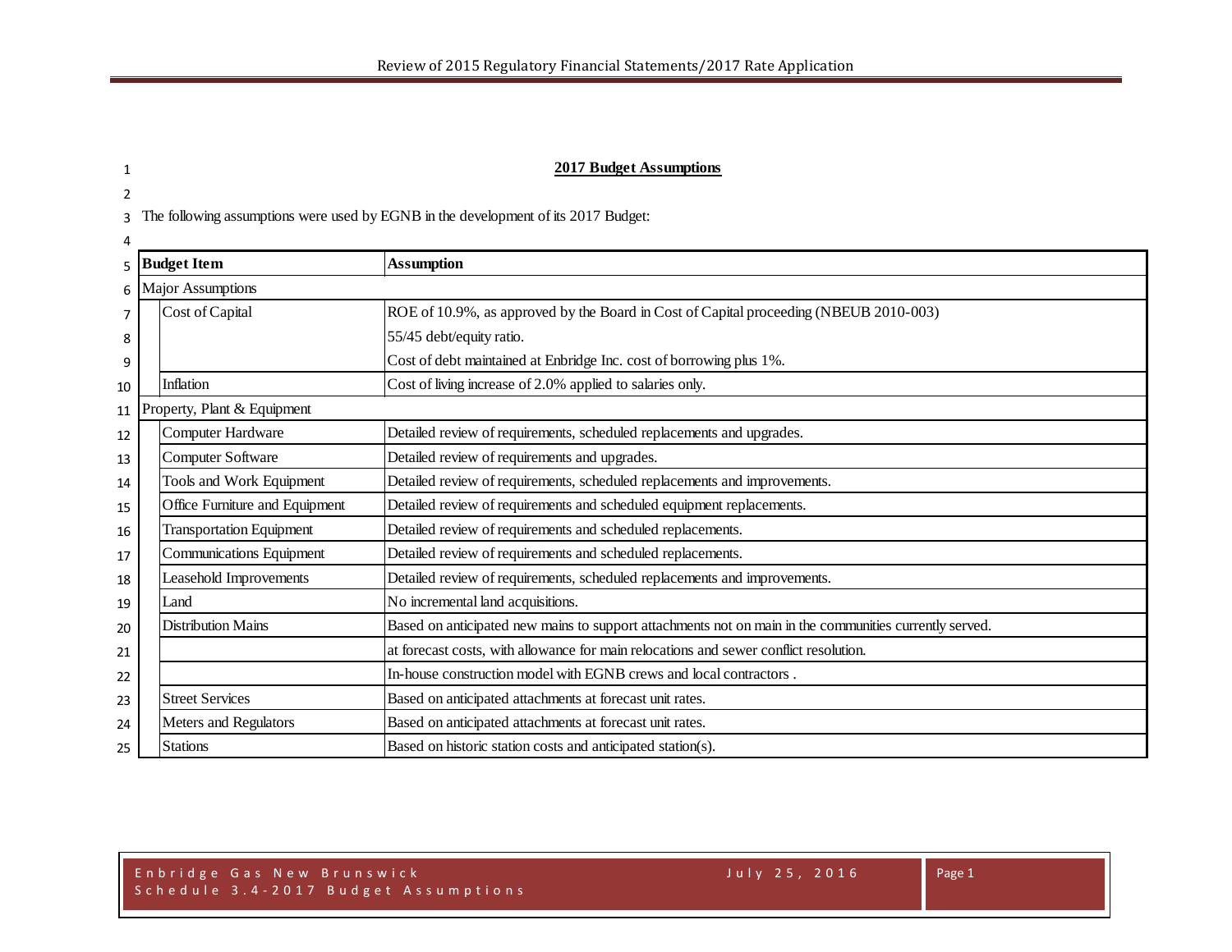**2017 Budget Assumptions**

The following assumptions were used by EGNB in the development of its 2017 Budget:

| Budget Item | | Assumption |
|---|---|---|
| Major Assumptions | | |
| | Cost of Capital | ROE of 10.9%, as approved by the Board in Cost of Capital proceeding (NBEUB 2010-003) |
| | | 55/45 debt/equity ratio. |
| | | Cost of debt maintained at Enbridge Inc. cost of borrowing plus 1%. |
| | Inflation | Cost of living increase of 2.0% applied to salaries only. |
| Property, Plant & Equipment | | |
| | Computer Hardware | Detailed review of requirements, scheduled replacements and upgrades. |
| | Computer Software | Detailed review of requirements and upgrades. |
| | Tools and Work Equipment | Detailed review of requirements, scheduled replacements and improvements. |
| | Office Furniture and Equipment | Detailed review of requirements and scheduled equipment replacements. |
| | Transportation Equipment | Detailed review of requirements and scheduled replacements. |
| | Communications Equipment | Detailed review of requirements and scheduled replacements. |
| | Leasehold Improvements | Detailed review of requirements, scheduled replacements and improvements. |
| | Land | No incremental land acquisitions. |
| | Distribution Mains | Based on anticipated new mains to support attachments not on main in the communities currently served. |
| | | at forecast costs, with allowance for main relocations and sewer conflict resolution. |
| | | In-house construction model with EGNB crews and local contractors . |
| | Street Services | Based on anticipated attachments at forecast unit rates. |
| | Meters and Regulators | Based on anticipated attachments at forecast unit rates. |
| | Stations | Based on historic station costs and anticipated station(s). |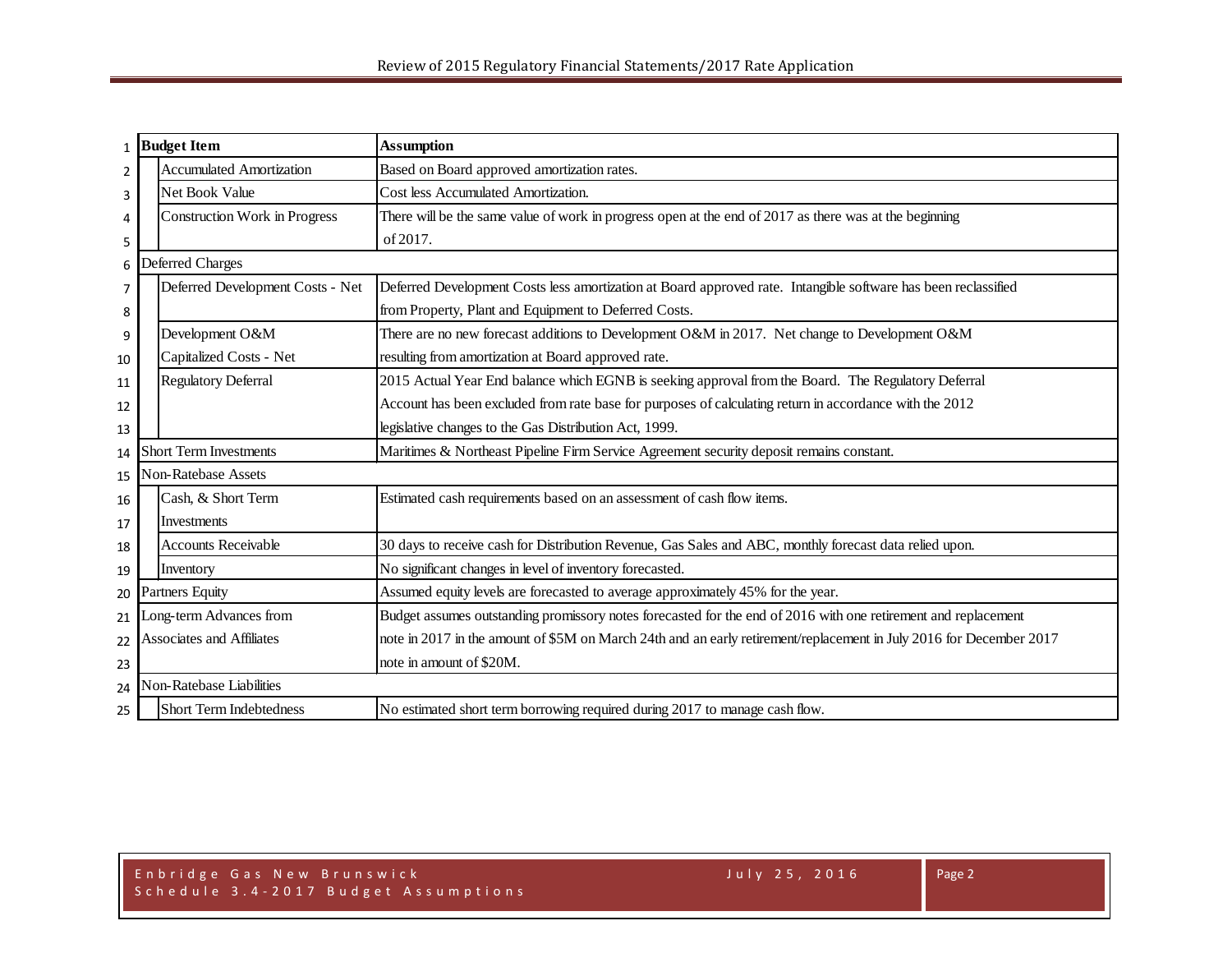| Budget Item | | Assumption |
|---|---|---|
| | Accumulated Amortization | Based on Board approved amortization rates. |
| | Net Book Value | Cost less Accumulated Amortization. |
| | Construction Work in Progress | There will be the same value of work in progress open at the end of 2017 as there was at the beginning of 2017. |
| Deferred Charges | | |
| | Deferred Development Costs - Net | Deferred Development Costs less amortization at Board approved rate. Intangible software has been reclassified from Property, Plant and Equipment to Deferred Costs. |
| | Development O&M Capitalized Costs - Net | There are no new forecast additions to Development O&M in 2017. Net change to Development O&M resulting from amortization at Board approved rate. |
| | Regulatory Deferral | 2015 Actual Year End balance which EGNB is seeking approval from the Board. The Regulatory Deferral Account has been excluded from rate base for purposes of calculating return in accordance with the 2012 legislative changes to the Gas Distribution Act, 1999. |
| Short Term Investments | | Maritimes & Northeast Pipeline Firm Service Agreement security deposit remains constant. |
| Non-Ratebase Assets | | |
| | Cash, & Short Term Investments | Estimated cash requirements based on an assessment of cash flow items. |
| | Accounts Receivable | 30 days to receive cash for Distribution Revenue, Gas Sales and ABC, monthly forecast data relied upon. |
| | Inventory | No significant changes in level of inventory forecasted. |
| Partners Equity | | Assumed equity levels are forecasted to average approximately 45% for the year. |
| Long-term Advances from Associates and Affiliates | | Budget assumes outstanding promissory notes forecasted for the end of 2016 with one retirement and replacement note in 2017 in the amount of $5M on March 24th and an early retirement/replacement in July 2016 for December 2017 note in amount of $20M. |
| Non-Ratebase Liabilities | | |
| | Short Term Indebtedness | No estimated short term borrowing required during 2017 to manage cash flow. |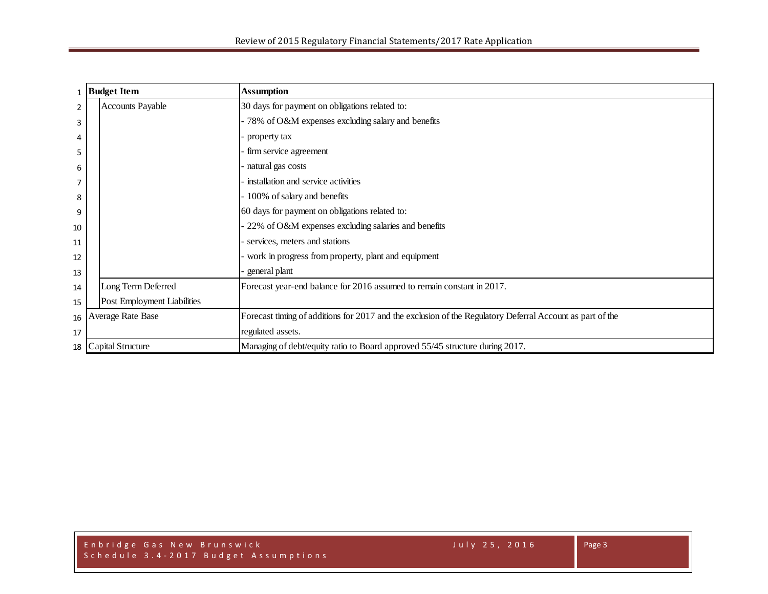| Budget Item | | Assumption |
|---|---|---|
| | Accounts Payable | 30 days for payment on obligations related to: |
| | | - 78% of O&M expenses excluding salary and benefits |
| | | - property tax |
| | | - firm service agreement |
| | | - natural gas costs |
| | | - installation and service activities |
| | | - 100% of salary and benefits |
| | | 60 days for payment on obligations related to: |
| | | - 22% of O&M expenses excluding salaries and benefits |
| | | - services, meters and stations |
| | | - work in progress from property, plant and equipment |
| | | - general plant |
| | Long Term Deferred Post Employment Liabilities | Forecast year-end balance for 2016 assumed to remain constant in 2017. |
| Average Rate Base | | Forecast timing of additions for 2017 and the exclusion of the Regulatory Deferral Account as part of the regulated assets. |
| Capital Structure | | Managing of debt/equity ratio to Board approved 55/45 structure during 2017. |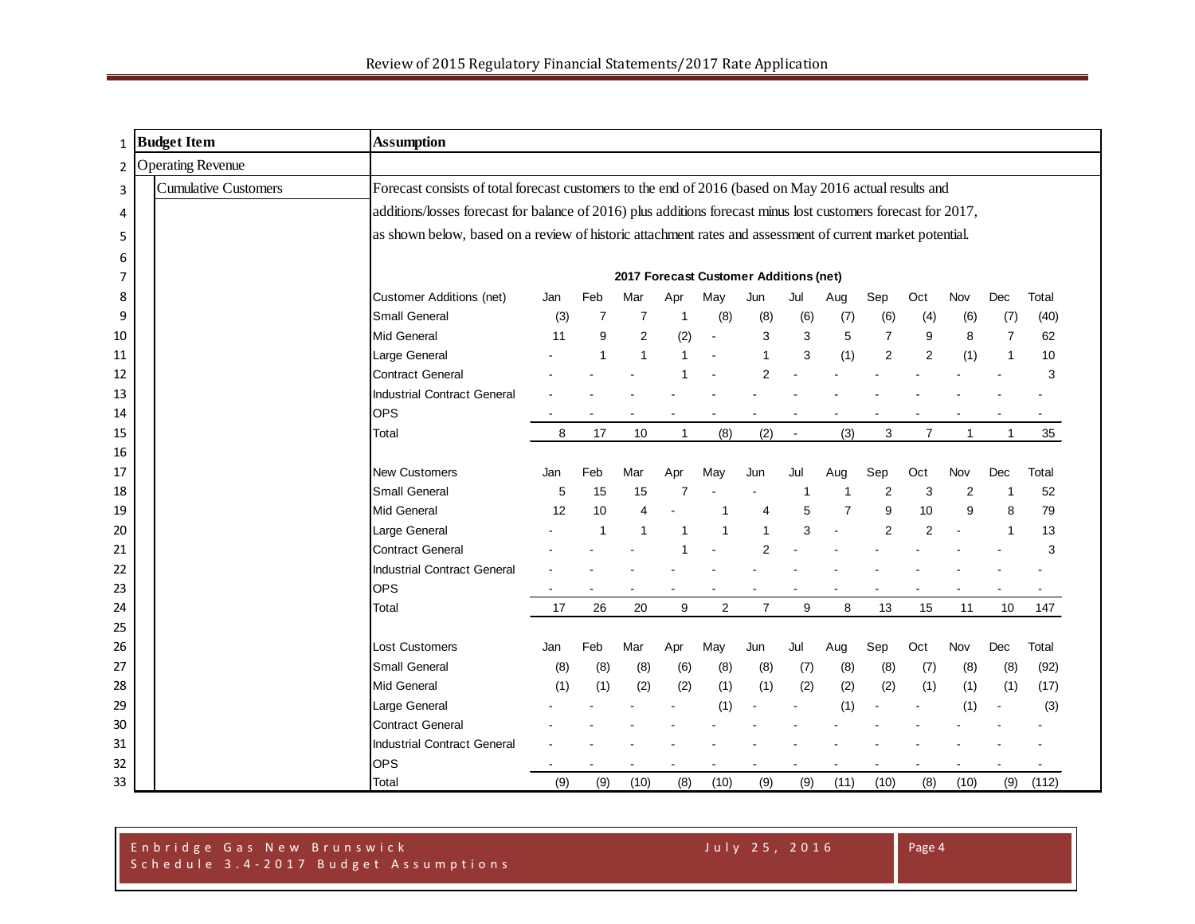| Budget Item | Assumption |
|---|---|
| Operating Revenue | |
| Cumulative Customers | Forecast consists of total forecast customers to the end of 2016 (based on May 2016 actual results and additions/losses forecast for balance of 2016) plus additions forecast minus lost customers forecast for 2017, as shown below, based on a review of historic attachment rates and assessment of current market potential. |

**2017 Forecast Customer Additions (net)**

| Customer Additions (net) | Jan | Feb | Mar | Apr | May | Jun | Jul | Aug | Sep | Oct | Nov | Dec | Total |
|---|---|---|---|---|---|---|---|---|---|---|---|---|---|
| Small General | (3) | 7 | 7 | 1 | (8) | (8) | (6) | (7) | (6) | (4) | (6) | (7) | (40) |
| Mid General | 11 | 9 | 2 | (2) | - | 3 | 3 | 5 | 7 | 9 | 8 | 7 | 62 |
| Large General | - | 1 | 1 | 1 | - | 1 | 3 | (1) | 2 | 2 | (1) | 1 | 10 |
| Contract General | - | - | - | 1 | - | 2 | - | - | - | - | - | - | 3 |
| Industrial Contract General | - | - | - | - | - | - | - | - | - | - | - | - | - |
| OPS | - | - | - | - | - | - | - | - | - | - | - | - | - |
| Total | 8 | 17 | 10 | 1 | (8) | (2) | - | (3) | 3 | 7 | 1 | 1 | 35 |

| New Customers | Jan | Feb | Mar | Apr | May | Jun | Jul | Aug | Sep | Oct | Nov | Dec | Total |
|---|---|---|---|---|---|---|---|---|---|---|---|---|---|
| Small General | 5 | 15 | 15 | 7 | - | - | 1 | 1 | 2 | 3 | 2 | 1 | 52 |
| Mid General | 12 | 10 | 4 | - | 1 | 4 | 5 | 7 | 9 | 10 | 9 | 8 | 79 |
| Large General | - | 1 | 1 | 1 | 1 | 1 | 3 | - | 2 | 2 | - | 1 | 13 |
| Contract General | - | - | - | 1 | - | 2 | - | - | - | - | - | - | 3 |
| Industrial Contract General | - | - | - | - | - | - | - | - | - | - | - | - | - |
| OPS | - | - | - | - | - | - | - | - | - | - | - | - | - |
| Total | 17 | 26 | 20 | 9 | 2 | 7 | 9 | 8 | 13 | 15 | 11 | 10 | 147 |

| Lost Customers | Jan | Feb | Mar | Apr | May | Jun | Jul | Aug | Sep | Oct | Nov | Dec | Total |
|---|---|---|---|---|---|---|---|---|---|---|---|---|---|
| Small General | (8) | (8) | (8) | (6) | (8) | (8) | (7) | (8) | (8) | (7) | (8) | (8) | (92) |
| Mid General | (1) | (1) | (2) | (2) | (1) | (1) | (2) | (2) | (2) | (1) | (1) | (1) | (17) |
| Large General | - | - | - | - | (1) | - | - | (1) | - | - | (1) | - | (3) |
| Contract General | - | - | - | - | - | - | - | - | - | - | - | - | - |
| Industrial Contract General | - | - | - | - | - | - | - | - | - | - | - | - | - |
| OPS | - | - | - | - | - | - | - | - | - | - | - | - | - |
| Total | (9) | (9) | (10) | (8) | (10) | (9) | (9) | (11) | (10) | (8) | (10) | (9) | (112) |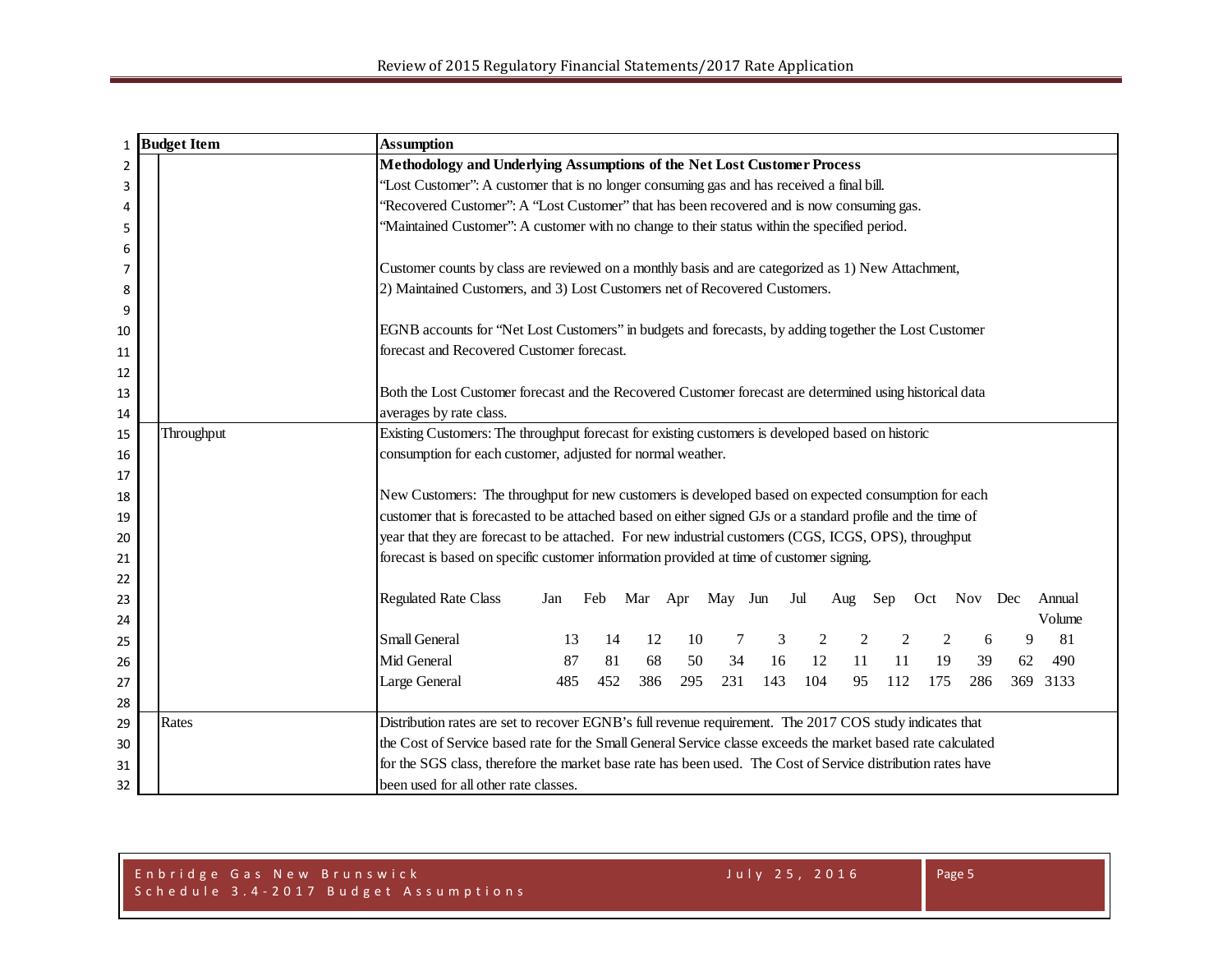| Budget Item | Assumption |
|---|---|
| | **Methodology and Underlying Assumptions of the Net Lost Customer Process** |
| | "Lost Customer": A customer that is no longer consuming gas and has received a final bill. |
| | "Recovered Customer": A "Lost Customer" that has been recovered and is now consuming gas. |
| | "Maintained Customer": A customer with no change to their status within the specified period. |
| | Customer counts by class are reviewed on a monthly basis and are categorized as 1) New Attachment, 2) Maintained Customers, and 3) Lost Customers net of Recovered Customers. |
| | EGNB accounts for "Net Lost Customers" in budgets and forecasts, by adding together the Lost Customer forecast and Recovered Customer forecast. |
| | Both the Lost Customer forecast and the Recovered Customer forecast are determined using historical data averages by rate class. |
| Throughput | Existing Customers: The throughput forecast for existing customers is developed based on historic consumption for each customer, adjusted for normal weather. |
| | New Customers: The throughput for new customers is developed based on expected consumption for each customer that is forecasted to be attached based on either signed GJs or a standard profile and the time of year that they are forecast to be attached. For new industrial customers (CGS, ICGS, OPS), throughput forecast is based on specific customer information provided at time of customer signing. |
| Rates | Distribution rates are set to recover EGNB's full revenue requirement. The 2017 COS study indicates that the Cost of Service based rate for the Small General Service classe exceeds the market based rate calculated for the SGS class, therefore the market base rate has been used. The Cost of Service distribution rates have been used for all other rate classes. |

| Regulated Rate Class | Jan | Feb | Mar | Apr | May | Jun | Jul | Aug | Sep | Oct | Nov | Dec | Annual Volume |
|---|---|---|---|---|---|---|---|---|---|---|---|---|---|
| Small General | 13 | 14 | 12 | 10 | 7 | 3 | 2 | 2 | 2 | 2 | 6 | 9 | 81 |
| Mid General | 87 | 81 | 68 | 50 | 34 | 16 | 12 | 11 | 11 | 19 | 39 | 62 | 490 |
| Large General | 485 | 452 | 386 | 295 | 231 | 143 | 104 | 95 | 112 | 175 | 286 | 369 | 3133 |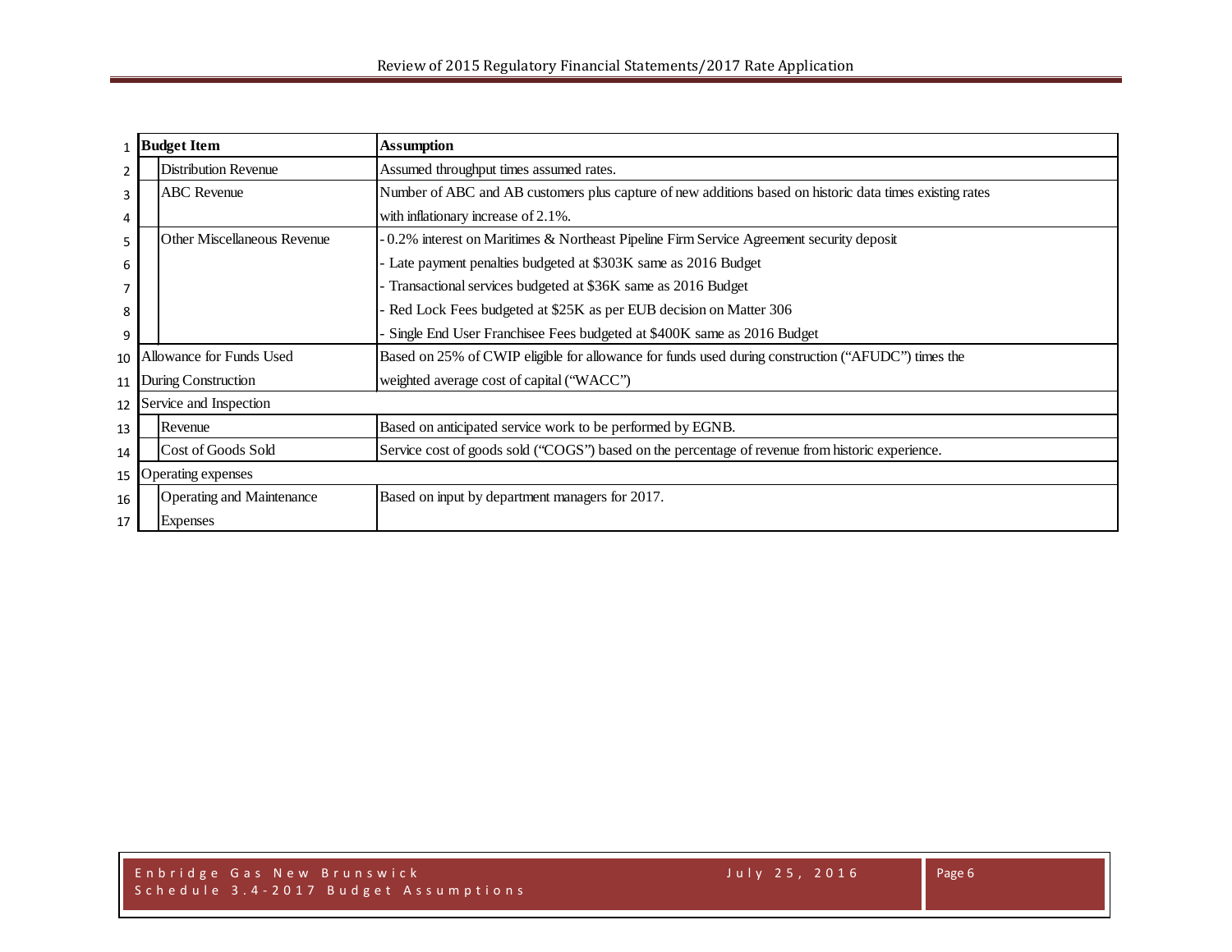| Budget Item | Assumption |
|---|---|
| Distribution Revenue | Assumed throughput times assumed rates. |
| ABC Revenue | Number of ABC and AB customers plus capture of new additions based on historic data times existing rates with inflationary increase of 2.1%. |
| Other Miscellaneous Revenue | - 0.2% interest on Maritimes & Northeast Pipeline Firm Service Agreement security deposit<br>- Late payment penalties budgeted at $303K same as 2016 Budget<br>- Transactional services budgeted at $36K same as 2016 Budget<br>- Red Lock Fees budgeted at $25K as per EUB decision on Matter 306<br>- Single End User Franchisee Fees budgeted at $400K same as 2016 Budget |
| Allowance for Funds Used During Construction | Based on 25% of CWIP eligible for allowance for funds used during construction ("AFUDC") times the weighted average cost of capital ("WACC") |
| Service and Inspection | |
| Revenue | Based on anticipated service work to be performed by EGNB. |
| Cost of Goods Sold | Service cost of goods sold ("COGS") based on the percentage of revenue from historic experience. |
| Operating expenses | |
| Operating and Maintenance Expenses | Based on input by department managers for 2017. |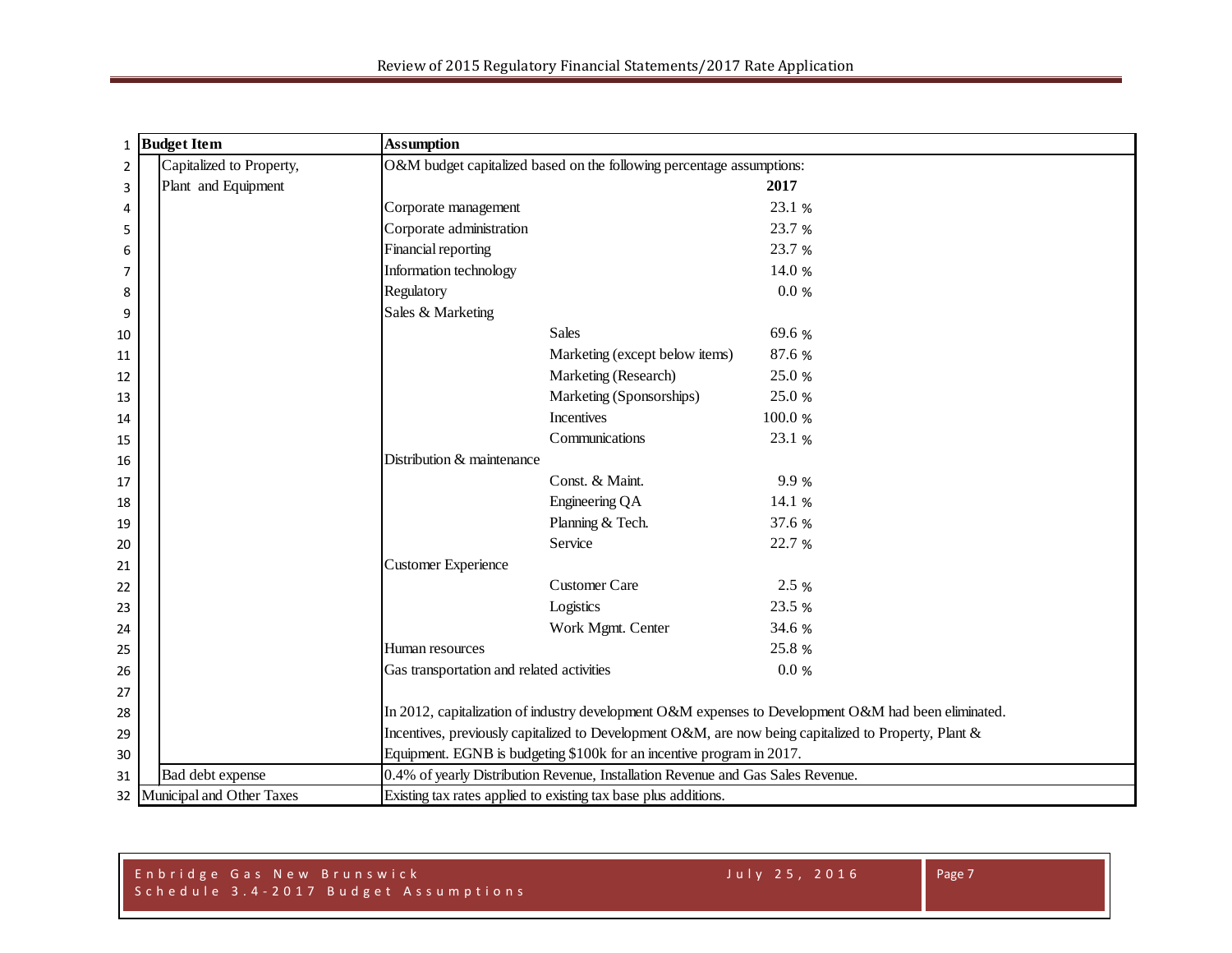| Budget Item | Assumption | | |
|---|---|---|---|
| Capitalized to Property, Plant and Equipment | O&M budget capitalized based on the following percentage assumptions: | | |
| | | | **2017** |
| | Corporate management | | 23.1 % |
| | Corporate administration | | 23.7 % |
| | Financial reporting | | 23.7 % |
| | Information technology | | 14.0 % |
| | Regulatory | | 0.0 % |
| | Sales & Marketing | | |
| | | Sales | 69.6 % |
| | | Marketing (except below items) | 87.6 % |
| | | Marketing (Research) | 25.0 % |
| | | Marketing (Sponsorships) | 25.0 % |
| | | Incentives | 100.0 % |
| | | Communications | 23.1 % |
| | Distribution & maintenance | | |
| | | Const. & Maint. | 9.9 % |
| | | Engineering QA | 14.1 % |
| | | Planning & Tech. | 37.6 % |
| | | Service | 22.7 % |
| | Customer Experience | | |
| | | Customer Care | 2.5 % |
| | | Logistics | 23.5 % |
| | | Work Mgmt. Center | 34.6 % |
| | Human resources | | 25.8 % |
| | Gas transportation and related activities | | 0.0 % |
| | In 2012, capitalization of industry development O&M expenses to Development O&M had been eliminated. Incentives, previously capitalized to Development O&M, are now being capitalized to Property, Plant & Equipment. EGNB is budgeting $100k for an incentive program in 2017. | | |
| Bad debt expense | 0.4% of yearly Distribution Revenue, Installation Revenue and Gas Sales Revenue. | | |
| Municipal and Other Taxes | Existing tax rates applied to existing tax base plus additions. | | |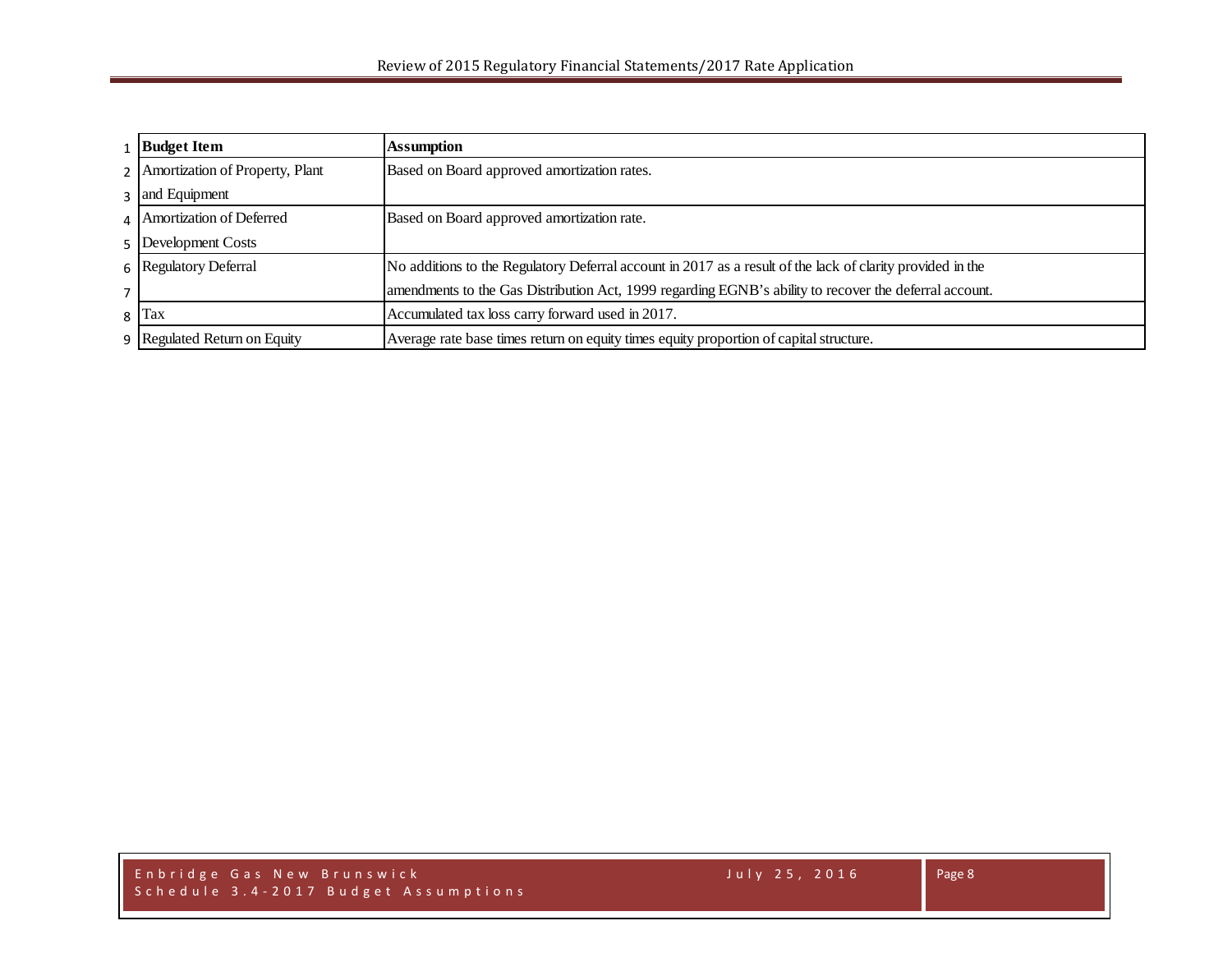| Budget Item | Assumption |
|---|---|
| Amortization of Property, Plant and Equipment | Based on Board approved amortization rates. |
| Amortization of Deferred Development Costs | Based on Board approved amortization rate. |
| Regulatory Deferral | No additions to the Regulatory Deferral account in 2017 as a result of the lack of clarity provided in the amendments to the Gas Distribution Act, 1999 regarding EGNB's ability to recover the deferral account. |
| Tax | Accumulated tax loss carry forward used in 2017. |
| Regulated Return on Equity | Average rate base times return on equity times equity proportion of capital structure. |